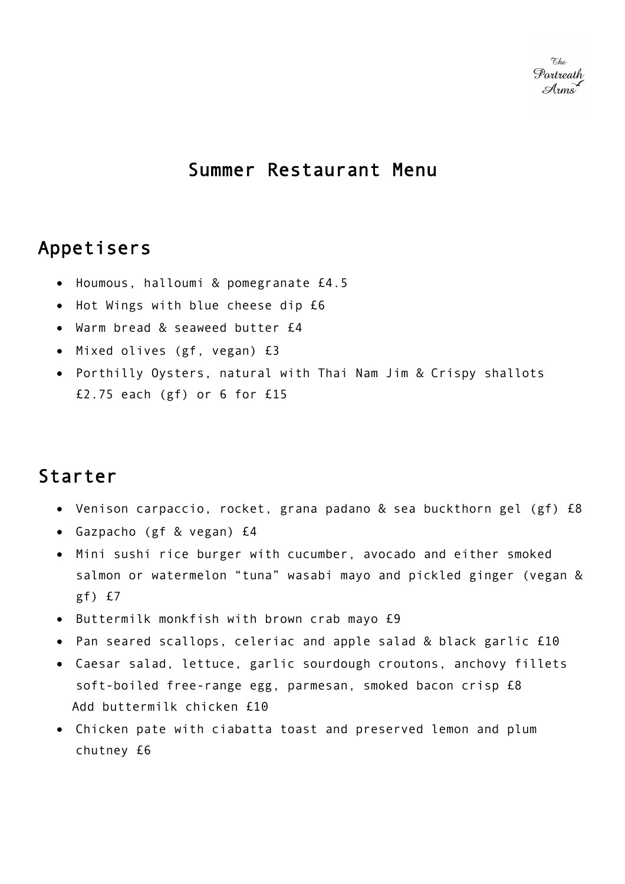The Portreath Arms

# Summer Restaurant Menu

## Appetisers

- Houmous, halloumi & pomegranate £4.5
- Hot Wings with blue cheese dip £6
- Warm bread & seaweed butter £4
- Mixed olives (gf, vegan) £3
- Porthilly Oysters, natural with Thai Nam Jim & Crispy shallots £2.75 each (gf) or 6 for £15

## Starter

- Venison carpaccio, rocket, grana padano & sea buckthorn gel (gf) £8
- Gazpacho (gf & vegan) £4
- Mini sushi rice burger with cucumber, avocado and either smoked salmon or watermelon "tuna" wasabi mayo and pickled ginger (vegan & gf) £7
- Buttermilk monkfish with brown crab mayo £9
- Pan seared scallops, celeriac and apple salad & black garlic £10
- Caesar salad, lettuce, garlic sourdough croutons, anchovy fillets soft-boiled free-range egg, parmesan, smoked bacon crisp £8
  Add buttermilk chicken £10
- Chicken pate with ciabatta toast and preserved lemon and plum chutney £6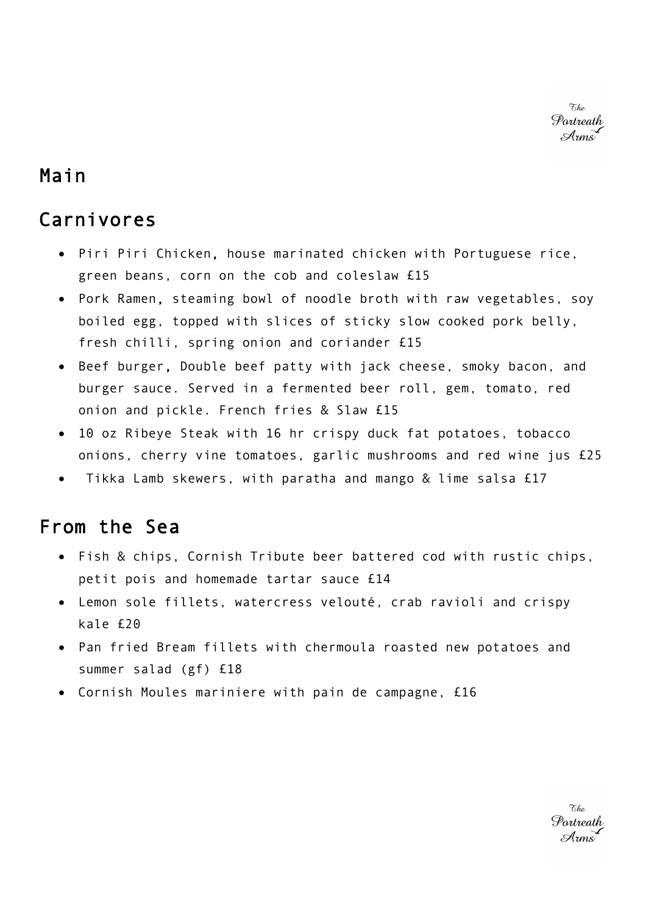# Main

## Carnivores

- Piri Piri Chicken, house marinated chicken with Portuguese rice, green beans, corn on the cob and coleslaw £15
- Pork Ramen, steaming bowl of noodle broth with raw vegetables, soy boiled egg, topped with slices of sticky slow cooked pork belly, fresh chilli, spring onion and coriander £15
- Beef burger, Double beef patty with jack cheese, smoky bacon, and burger sauce. Served in a fermented beer roll, gem, tomato, red onion and pickle. French fries & Slaw £15
- 10 oz Ribeye Steak with 16 hr crispy duck fat potatoes, tobacco onions, cherry vine tomatoes, garlic mushrooms and red wine jus £25
- Tikka Lamb skewers, with paratha and mango & lime salsa £17

## From the Sea

- Fish & chips, Cornish Tribute beer battered cod with rustic chips, petit pois and homemade tartar sauce £14
- Lemon sole fillets, watercress velouté, crab ravioli and crispy kale £20
- Pan fried Bream fillets with chermoula roasted new potatoes and summer salad (gf) £18
- Cornish Moules mariniere with pain de campagne, £16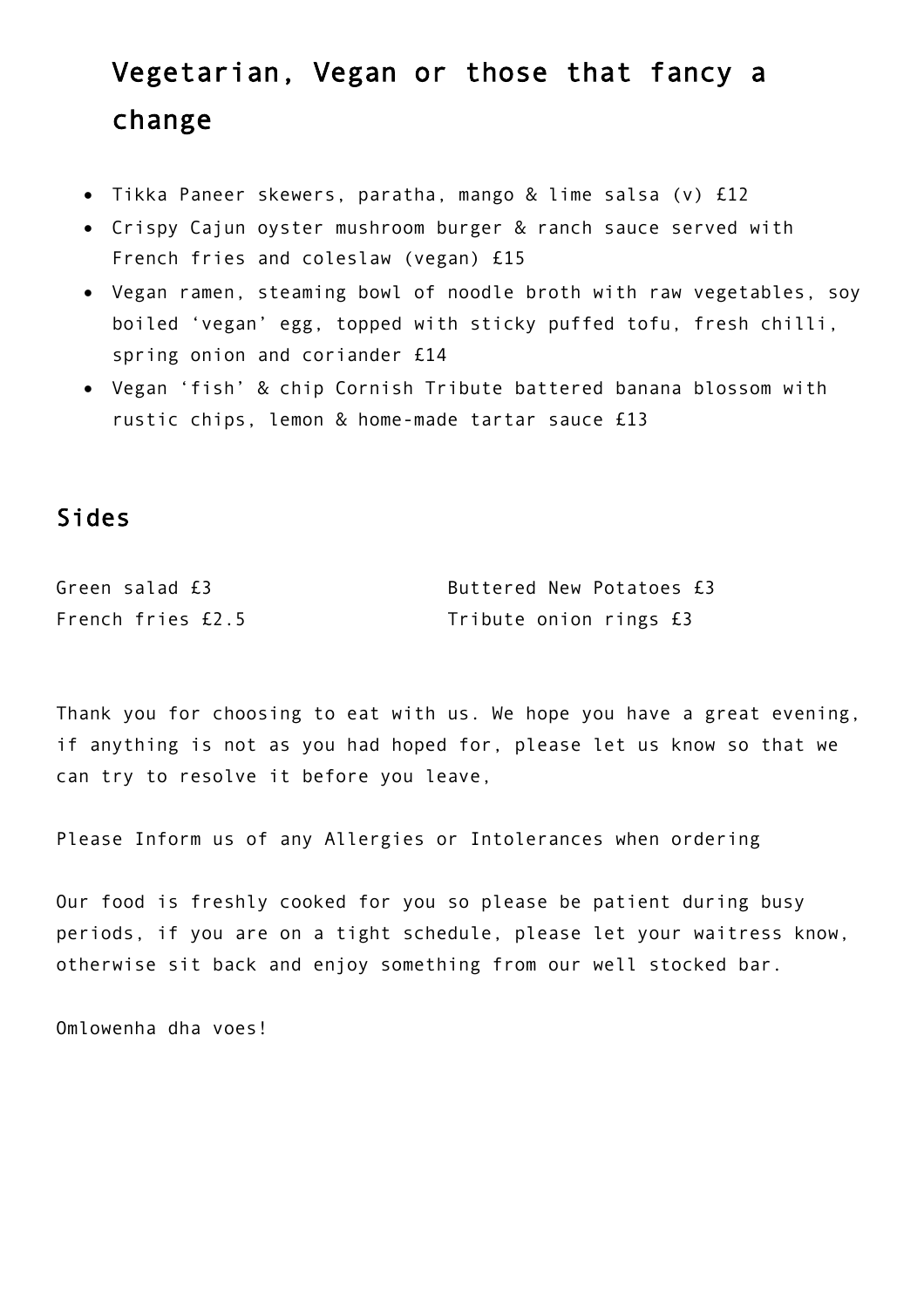## Vegetarian, Vegan or those that fancy a change

- Tikka Paneer skewers, paratha, mango & lime salsa (v) £12
- Crispy Cajun oyster mushroom burger & ranch sauce served with French fries and coleslaw (vegan) £15
- Vegan ramen, steaming bowl of noodle broth with raw vegetables, soy boiled 'vegan' egg, topped with sticky puffed tofu, fresh chilli, spring onion and coriander £14
- Vegan 'fish' & chip Cornish Tribute battered banana blossom with rustic chips, lemon & home-made tartar sauce £13

## Sides

Green salad £3

French fries £2.5

Buttered New Potatoes £3

Tribute onion rings £3

Thank you for choosing to eat with us. We hope you have a great evening, if anything is not as you had hoped for, please let us know so that we can try to resolve it before you leave,

Please Inform us of any Allergies or Intolerances when ordering

Our food is freshly cooked for you so please be patient during busy periods, if you are on a tight schedule, please let your waitress know, otherwise sit back and enjoy something from our well stocked bar.

Omlowenha dha voes!